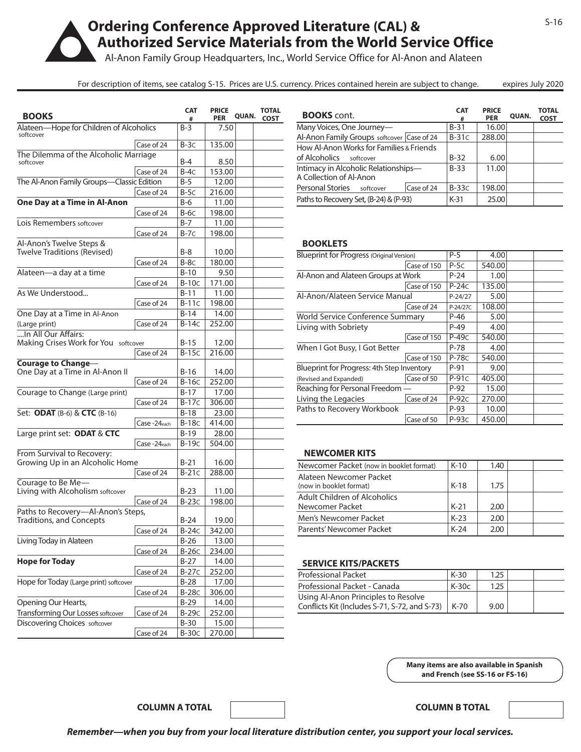# Ordering Conference Approved Literature (CAL) & Authorized Service Materials from the World Service Office

Al-Anon Family Group Headquarters, Inc., World Service Office for Al-Anon and Alateen

For description of items, see catalog S-15. Prices are U.S. currency. Prices contained herein are subject to change. expires July 2020

| BOOKS | | CAT # | PRICE PER | QUAN. | TOTAL COST |
|---|---|---|---|---|---|
| Alateen—Hope for Children of Alcoholics softcover | | B-3 | 7.50 | | |
| | Case of 24 | B-3C | 135.00 | | |
| The Dilemma of the Alcoholic Marriage softcover | | B-4 | 8.50 | | |
| | Case of 24 | B-4C | 153.00 | | |
| The Al-Anon Family Groups—Classic Edition | | B-5 | 12.00 | | |
| | Case of 24 | B-5C | 216.00 | | |
| **One Day at a Time in Al-Anon** | | B-6 | 11.00 | | |
| | Case of 24 | B-6C | 198.00 | | |
| Lois Remembers softcover | | B-7 | 11.00 | | |
| | Case of 24 | B-7C | 198.00 | | |
| Al-Anon's Twelve Steps & Twelve Traditions (Revised) | | B-8 | 10.00 | | |
| | Case of 24 | B-8C | 180.00 | | |
| Alateen—a day at a time | | B-10 | 9.50 | | |
| | Case of 24 | B-10C | 171.00 | | |
| As We Understood... | | B-11 | 11.00 | | |
| | Case of 24 | B-11C | 198.00 | | |
| One Day at a Time in Al-Anon | | B-14 | 14.00 | | |
| (Large print) | Case of 24 | B-14C | 252.00 | | |
| ....In All Our Affairs: Making Crises Work for You softcover | | B-15 | 12.00 | | |
| | Case of 24 | B-15C | 216.00 | | |
| **Courage to Change**—One Day at a Time in Al-Anon II | | B-16 | 14.00 | | |
| | Case of 24 | B-16C | 252.00 | | |
| Courage to Change (Large print) | | B-17 | 17.00 | | |
| | Case of 24 | B-17C | 306.00 | | |
| Set: **ODAT** (B-6) & **CTC** (B-16) | | B-18 | 23.00 | | |
| | Case -24each | B-18C | 414.00 | | |
| Large print set: **ODAT** & **CTC** | | B-19 | 28.00 | | |
| | Case -24each | B-19C | 504.00 | | |
| From Survival to Recovery: Growing Up in an Alcoholic Home | | B-21 | 16.00 | | |
| | Case of 24 | B-21C | 288.00 | | |
| Courage to Be Me—Living with Alcoholism softcover | | B-23 | 11.00 | | |
| | Case of 24 | B-23C | 198.00 | | |
| Paths to Recovery—Al-Anon's Steps, Traditions, and Concepts | | B-24 | 19.00 | | |
| | Case of 24 | B-24C | 342.00 | | |
| Living Today in Alateen | | B-26 | 13.00 | | |
| | Case of 24 | B-26C | 234.00 | | |
| **Hope for Today** | | B-27 | 14.00 | | |
| | Case of 24 | B-27C | 252.00 | | |
| Hope for Today (Large print) softcover | | B-28 | 17.00 | | |
| | Case of 24 | B-28C | 306.00 | | |
| Opening Our Hearts, | | B-29 | 14.00 | | |
| Transforming Our Losses softcover | Case of 24 | B-29C | 252.00 | | |
| Discovering Choices softcover | | B-30 | 15.00 | | |
| | Case of 24 | B-30C | 270.00 | | |

**COLUMN A TOTAL**

| BOOKS cont. | | CAT # | PRICE PER | QUAN. | TOTAL COST |
|---|---|---|---|---|---|
| Many Voices, One Journey— | | B-31 | 16.00 | | |
| Al-Anon Family Groups softcover | Case of 24 | B-31C | 288.00 | | |
| How Al-Anon Works for Families & Friends of Alcoholics softcover | | B-32 | 6.00 | | |
| Intimacy in Alcoholic Relationships—A Collection of Al-Anon | | B-33 | 11.00 | | |
| Personal Stories softcover | Case of 24 | B-33C | 198.00 | | |
| Paths to Recovery Set, (B-24) & (P-93) | | K-31 | 25.00 | | |

| BOOKLETS | | CAT # | PRICE PER | QUAN. | TOTAL COST |
|---|---|---|---|---|---|
| Blueprint for Progress (Original Version) | | P-5 | 4.00 | | |
| | Case of 150 | P-5C | 540.00 | | |
| Al-Anon and Alateen Groups at Work | | P-24 | 1.00 | | |
| | Case of 150 | P-24C | 135.00 | | |
| Al-Anon/Alateen Service Manual | | P-24/27 | 5.00 | | |
| | Case of 24 | P-24/27C | 108.00 | | |
| World Service Conference Summary | | P-46 | 5.00 | | |
| Living with Sobriety | | P-49 | 4.00 | | |
| | Case of 150 | P-49C | 540.00 | | |
| When I Got Busy, I Got Better | | P-78 | 4.00 | | |
| | Case of 150 | P-78C | 540.00 | | |
| Blueprint for Progress: 4th Step Inventory | | P-91 | 9.00 | | |
| (Revised and Expanded) | Case of 50 | P-91C | 405.00 | | |
| Reaching for Personal Freedom — | | P-92 | 15.00 | | |
| Living the Legacies | Case of 24 | P-92C | 270.00 | | |
| Paths to Recovery Workbook | | P-93 | 10.00 | | |
| | Case of 50 | P-93C | 450.00 | | |

| NEWCOMER KITS | CAT # | PRICE PER | QUAN. | TOTAL COST |
|---|---|---|---|---|
| Newcomer Packet (now in booklet format) | K-10 | 1.40 | | |
| Alateen Newcomer Packet (now in booklet format) | K-18 | 1.75 | | |
| Adult Children of Alcoholics Newcomer Packet | K-21 | 2.00 | | |
| Men's Newcomer Packet | K-23 | 2.00 | | |
| Parents' Newcomer Packet | K-24 | 2.00 | | |

| SERVICE KITS/PACKETS | CAT # | PRICE PER | QUAN. | TOTAL COST |
|---|---|---|---|---|
| Professional Packet | K-30 | 1.25 | | |
| Professional Packet - Canada | K-30c | 1.25 | | |
| Using Al-Anon Principles to Resolve Conflicts Kit (Includes S-71, S-72, and S-73) | K-70 | 9.00 | | |

**Many items are also available in Spanish and French (see SS-16 or FS-16)**

**COLUMN B TOTAL**

***Remember—when you buy from your local literature distribution center, you support your local services.***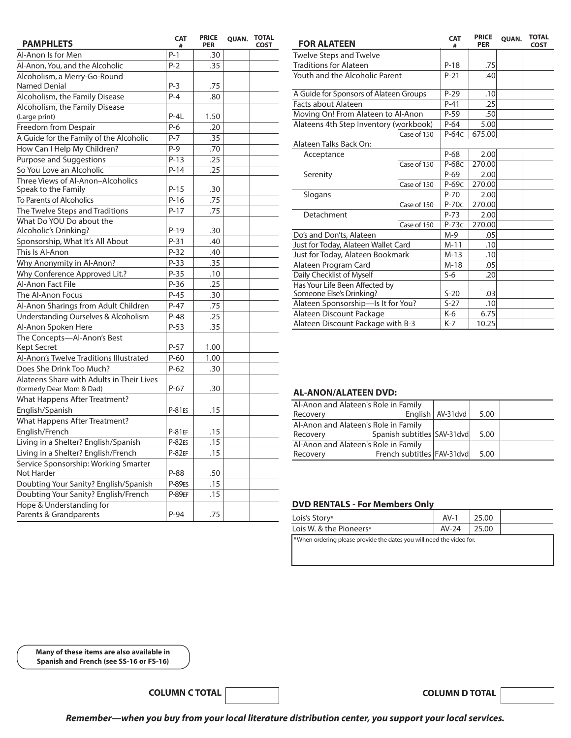| PAMPHLETS | CAT # | PRICE PER | QUAN. | TOTAL COST |
|---|---|---|---|---|
| Al-Anon Is for Men | P-1 | .30 | | |
| Al-Anon, You, and the Alcoholic | P-2 | .35 | | |
| Alcoholism, a Merry-Go-Round Named Denial | P-3 | .75 | | |
| Alcoholism, the Family Disease | P-4 | .80 | | |
| Alcoholism, the Family Disease (Large print) | P-4L | 1.50 | | |
| Freedom from Despair | P-6 | .20 | | |
| A Guide for the Family of the Alcoholic | P-7 | .35 | | |
| How Can I Help My Children? | P-9 | .70 | | |
| Purpose and Suggestions | P-13 | .25 | | |
| So You Love an Alcoholic | P-14 | .25 | | |
| Three Views of Al-Anon–Alcoholics Speak to the Family | P-15 | .30 | | |
| To Parents of Alcoholics | P-16 | .75 | | |
| The Twelve Steps and Traditions | P-17 | .75 | | |
| What Do YOU Do about the Alcoholic's Drinking? | P-19 | .30 | | |
| Sponsorship, What It's All About | P-31 | .40 | | |
| This Is Al-Anon | P-32 | .40 | | |
| Why Anonymity in Al-Anon? | P-33 | .35 | | |
| Why Conference Approved Lit.? | P-35 | .10 | | |
| Al-Anon Fact File | P-36 | .25 | | |
| The Al-Anon Focus | P-45 | .30 | | |
| Al-Anon Sharings from Adult Children | P-47 | .75 | | |
| Understanding Ourselves & Alcoholism | P-48 | .25 | | |
| Al-Anon Spoken Here | P-53 | .35 | | |
| The Concepts—Al-Anon's Best Kept Secret | P-57 | 1.00 | | |
| Al-Anon's Twelve Traditions Illustrated | P-60 | 1.00 | | |
| Does She Drink Too Much? | P-62 | .30 | | |
| Alateens Share with Adults in Their Lives (formerly Dear Mom & Dad) | P-67 | .30 | | |
| What Happens After Treatment? English/Spanish | P-81ES | .15 | | |
| What Happens After Treatment? English/French | P-81EF | .15 | | |
| Living in a Shelter? English/Spanish | P-82ES | .15 | | |
| Living in a Shelter? English/French | P-82EF | .15 | | |
| Service Sponsorship: Working Smarter Not Harder | P-88 | .50 | | |
| Doubting Your Sanity? English/Spanish | P-89ES | .15 | | |
| Doubting Your Sanity? English/French | P-89EF | .15 | | |
| Hope & Understanding for Parents & Grandparents | P-94 | .75 | | |

**Many of these items are also available in Spanish and French (see SS-16 or FS-16)**

| FOR ALATEEN | | CAT # | PRICE PER | QUAN. | TOTAL COST |
|---|---|---|---|---|---|
| Twelve Steps and Twelve Traditions for Alateen | | P-18 | .75 | | |
| Youth and the Alcoholic Parent | | P-21 | .40 | | |
| A Guide for Sponsors of Alateen Groups | | P-29 | .10 | | |
| Facts about Alateen | | P-41 | .25 | | |
| Moving On! From Alateen to Al-Anon | | P-59 | .50 | | |
| Alateens 4th Step Inventory (workbook) | | P-64 | 5.00 | | |
| | Case of 150 | P-64c | 675.00 | | |
| Alateen Talks Back On: | | | | | |
| Acceptance | | P-68 | 2.00 | | |
| | Case of 150 | P-68c | 270.00 | | |
| Serenity | | P-69 | 2.00 | | |
| | Case of 150 | P-69c | 270.00 | | |
| Slogans | | P-70 | 2.00 | | |
| | Case of 150 | P-70c | 270.00 | | |
| Detachment | | P-73 | 2.00 | | |
| | Case of 150 | P-73c | 270.00 | | |
| Do's and Don'ts, Alateen | | M-9 | .05 | | |
| Just for Today, Alateen Wallet Card | | M-11 | .10 | | |
| Just for Today, Alateen Bookmark | | M-13 | .10 | | |
| Alateen Program Card | | M-18 | .05 | | |
| Daily Checklist of Myself | | S-6 | .20 | | |
| Has Your Life Been Affected by Someone Else's Drinking? | | S-20 | .03 | | |
| Alateen Sponsorship—Is It for You? | | S-27 | .10 | | |
| Alateen Discount Package | | K-6 | 6.75 | | |
| Alateen Discount Package with B-3 | | K-7 | 10.25 | | |

**AL-ANON/ALATEEN DVD:**

| Title | | CAT # | PRICE PER | QUAN. | TOTAL COST |
|---|---|---|---|---|---|
| Al-Anon and Alateen's Role in Family Recovery | English | AV-31dvd | 5.00 | | |
| Al-Anon and Alateen's Role in Family Recovery | Spanish subtitles | SAV-31dvd | 5.00 | | |
| Al-Anon and Alateen's Role in Family Recovery | French subtitles | FAV-31dvd | 5.00 | | |

**DVD RENTALS - For Members Only**

| Title | CAT # | PRICE PER | QUAN. | TOTAL COST |
|---|---|---|---|---|
| Lois's Story* | AV-1 | 25.00 | | |
| Lois W. & the Pioneers* | AV-24 | 25.00 | | |

*When ordering please provide the dates you will need the video for.

**COLUMN C TOTAL** ______

**COLUMN D TOTAL** ______

***Remember—when you buy from your local literature distribution center, you support your local services.***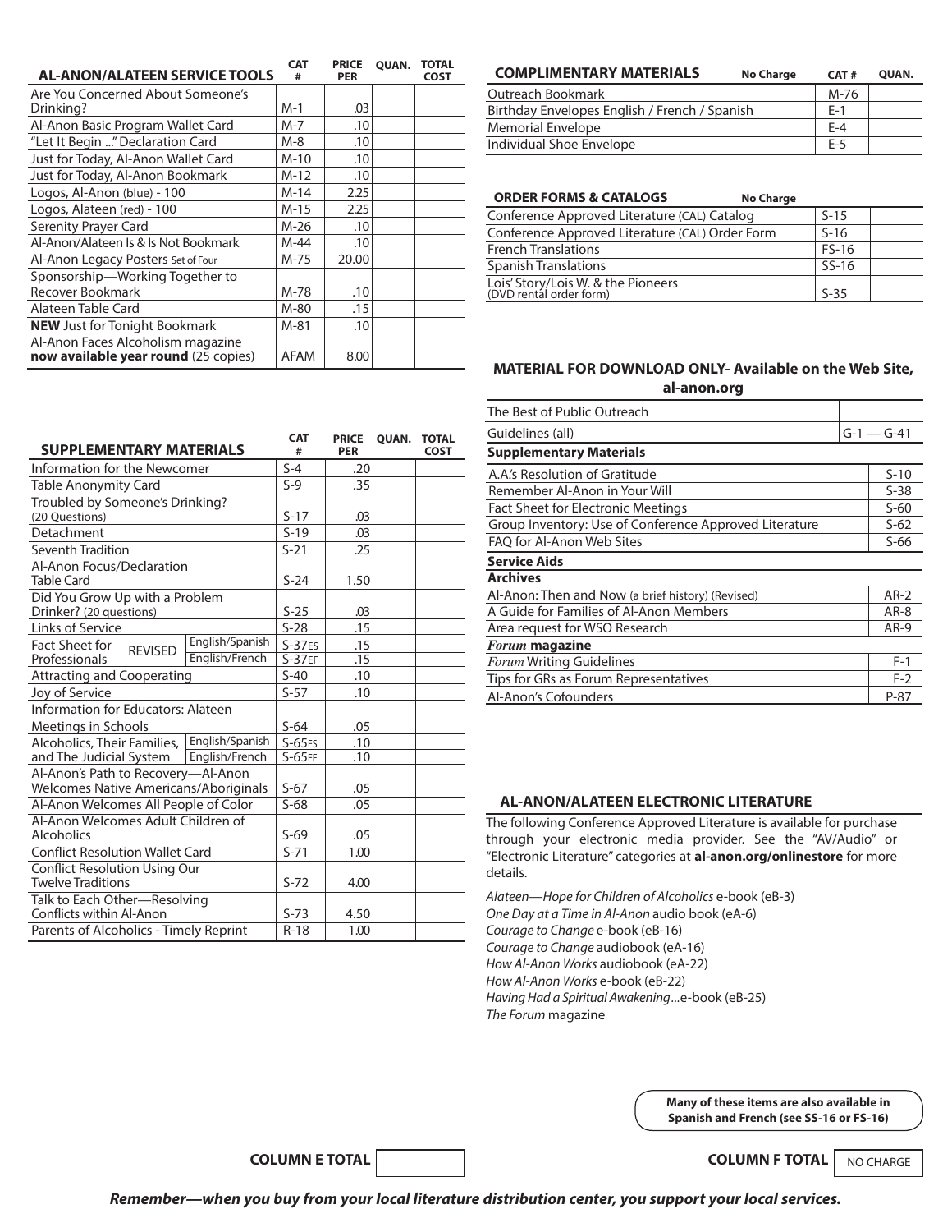| AL-ANON/ALATEEN SERVICE TOOLS | CAT # | PRICE PER | QUAN. | TOTAL COST |
|---|---|---|---|---|
| Are You Concerned About Someone's Drinking? | M-1 | .03 | | |
| Al-Anon Basic Program Wallet Card | M-7 | .10 | | |
| "Let It Begin ..." Declaration Card | M-8 | .10 | | |
| Just for Today, Al-Anon Wallet Card | M-10 | .10 | | |
| Just for Today, Al-Anon Bookmark | M-12 | .10 | | |
| Logos, Al-Anon (blue) - 100 | M-14 | 2.25 | | |
| Logos, Alateen (red) - 100 | M-15 | 2.25 | | |
| Serenity Prayer Card | M-26 | .10 | | |
| Al-Anon/Alateen Is & Is Not Bookmark | M-44 | .10 | | |
| Al-Anon Legacy Posters Set of Four | M-75 | 20.00 | | |
| Sponsorship—Working Together to Recover Bookmark | M-78 | .10 | | |
| Alateen Table Card | M-80 | .15 | | |
| **NEW** Just for Tonight Bookmark | M-81 | .10 | | |
| Al-Anon Faces Alcoholism magazine **now available year round** (25 copies) | AFAM | 8.00 | | |

| SUPPLEMENTARY MATERIALS | | CAT # | PRICE PER | QUAN. | TOTAL COST |
|---|---|---|---|---|---|
| Information for the Newcomer | | S-4 | .20 | | |
| Table Anonymity Card | | S-9 | .35 | | |
| Troubled by Someone's Drinking? (20 Questions) | | S-17 | .03 | | |
| Detachment | | S-19 | .03 | | |
| Seventh Tradition | | S-21 | .25 | | |
| Al-Anon Focus/Declaration Table Card | | S-24 | 1.50 | | |
| Did You Grow Up with a Problem Drinker? (20 questions) | | S-25 | .03 | | |
| Links of Service | | S-28 | .15 | | |
| Fact Sheet for Professionals REVISED | English/Spanish | S-37ES | .15 | | |
| | English/French | S-37EF | .15 | | |
| Attracting and Cooperating | | S-40 | .10 | | |
| Joy of Service | | S-57 | .10 | | |
| Information for Educators: Alateen Meetings in Schools | | S-64 | .05 | | |
| Alcoholics, Their Families, and The Judicial System | English/Spanish | S-65ES | .10 | | |
| | English/French | S-65EF | .10 | | |
| Al-Anon's Path to Recovery—Al-Anon Welcomes Native Americans/Aboriginals | | S-67 | .05 | | |
| Al-Anon Welcomes All People of Color | | S-68 | .05 | | |
| Al-Anon Welcomes Adult Children of Alcoholics | | S-69 | .05 | | |
| Conflict Resolution Wallet Card | | S-71 | 1.00 | | |
| Conflict Resolution Using Our Twelve Traditions | | S-72 | 4.00 | | |
| Talk to Each Other—Resolving Conflicts within Al-Anon | | S-73 | 4.50 | | |
| Parents of Alcoholics - Timely Reprint | | R-18 | 1.00 | | |

**COLUMN E TOTAL** ______

| COMPLIMENTARY MATERIALS — No Charge | CAT # | QUAN. |
|---|---|---|
| Outreach Bookmark | M-76 | |
| Birthday Envelopes English / French / Spanish | E-1 | |
| Memorial Envelope | E-4 | |
| Individual Shoe Envelope | E-5 | |

| ORDER FORMS & CATALOGS — No Charge | | |
|---|---|---|
| Conference Approved Literature (CAL) Catalog | S-15 | |
| Conference Approved Literature (CAL) Order Form | S-16 | |
| French Translations | FS-16 | |
| Spanish Translations | SS-16 | |
| Lois' Story/Lois W. & the Pioneers (DVD rental order form) | S-35 | |

### MATERIAL FOR DOWNLOAD ONLY- Available on the Web Site, al-anon.org

| | |
|---|---|
| The Best of Public Outreach | |
| Guidelines (all) | G-1 — G-41 |
| **Supplementary Materials** | |
| A.A.'s Resolution of Gratitude | S-10 |
| Remember Al-Anon in Your Will | S-38 |
| Fact Sheet for Electronic Meetings | S-60 |
| Group Inventory: Use of Conference Approved Literature | S-62 |
| FAQ for Al-Anon Web Sites | S-66 |
| **Service Aids** | |
| **Archives** | |
| Al-Anon: Then and Now (a brief history) (Revised) | AR-2 |
| A Guide for Families of Al-Anon Members | AR-8 |
| Area request for WSO Research | AR-9 |
| ***Forum* magazine** | |
| *Forum* Writing Guidelines | F-1 |
| Tips for GRs as Forum Representatives | F-2 |
| Al-Anon's Cofounders | P-87 |

### AL-ANON/ALATEEN ELECTRONIC LITERATURE

The following Conference Approved Literature is available for purchase through your electronic media provider. See the "AV/Audio" or "Electronic Literature" categories at **al-anon.org/onlinestore** for more details.

*Alateen—Hope for Children of Alcoholics* e-book (eB-3)
*One Day at a Time in Al-Anon* audio book (eA-6)
*Courage to Change* e-book (eB-16)
*Courage to Change* audiobook (eA-16)
*How Al-Anon Works* audiobook (eA-22)
*How Al-Anon Works* e-book (eB-22)
*Having Had a Spiritual Awakening*...e-book (eB-25)
*The Forum* magazine

**Many of these items are also available in Spanish and French (see SS-16 or FS-16)**

**COLUMN F TOTAL** NO CHARGE

***Remember—when you buy from your local literature distribution center, you support your local services.***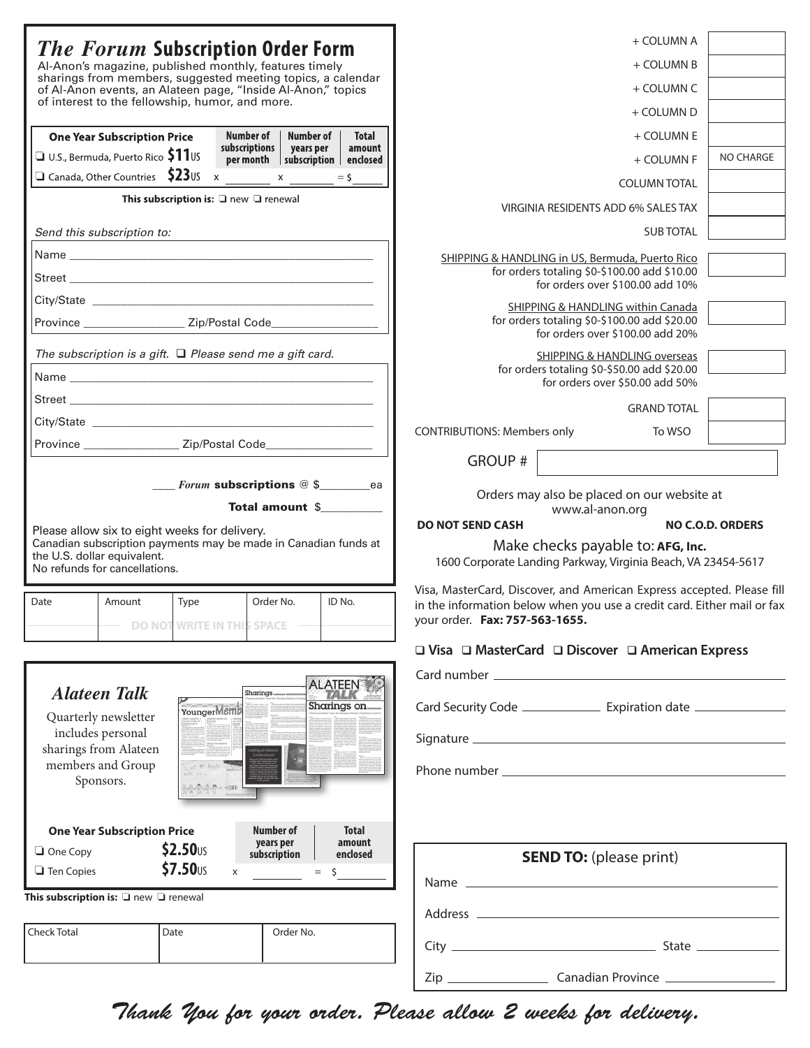## *The Forum* Subscription Order Form

Al-Anon's magazine, published monthly, features timely sharings from members, suggested meeting topics, a calendar of Al-Anon events, an Alateen page, "Inside Al-Anon," topics of interest to the fellowship, humor, and more.

| One Year Subscription Price | | Number of subscriptions per month | | Number of years per subscription | | Total amount enclosed |
|---|---|---|---|---|---|---|
| ❑ U.S., Bermuda, Puerto Rico | $11US | | | | | |
| ❑ Canada, Other Countries | $23US | x ________ | x | ________ | = | $_____ |

**This subscription is:** ❑ new ❑ renewal

*Send this subscription to:*

Name ______________________________

Street ______________________________

City/State ______________________________

Province ________________ Zip/Postal Code________________

*The subscription is a gift.* ❑ *Please send me a gift card.*

Name ______________________________

Street ______________________________

City/State ______________________________

Province ________________ Zip/Postal Code________________

____ *Forum* **subscriptions** @ $________ea

**Total amount** $__________

Please allow six to eight weeks for delivery.
Canadian subscription payments may be made in Canadian funds at the U.S. dollar equivalent.
No refunds for cancellations.

| Date | Amount | Type | Order No. | ID No. |
|---|---|---|---|---|
| | DO NOT WRITE IN THIS SPACE | | | |

## *Alateen Talk*

Quarterly newsletter includes personal sharings from Alateen members and Group Sponsors.

| One Year Subscription Price | | | Number of years per subscription | | Total amount enclosed |
|---|---|---|---|---|---|
| ❑ One Copy | $2.50US | | | | |
| ❑ Ten Copies | $7.50US | x | ________ | = | $________ |

**This subscription is:** ❑ new ❑ renewal

| Check Total | Date | Order No. |
|---|---|---|
| | | |

| | |
|---|---|
| + COLUMN A | |
| + COLUMN B | |
| + COLUMN C | |
| + COLUMN D | |
| + COLUMN E | |
| + COLUMN F | NO CHARGE |
| COLUMN TOTAL | |
| VIRGINIA RESIDENTS ADD 6% SALES TAX | |
| SUB TOTAL | |
| SHIPPING & HANDLING in US, Bermuda, Puerto Rico for orders totaling $0-$100.00 add $10.00 for orders over $100.00 add 10% | |
| SHIPPING & HANDLING within Canada for orders totaling $0-$100.00 add $20.00 for orders over $100.00 add 20% | |
| SHIPPING & HANDLING overseas for orders totaling $0-$50.00 add $20.00 for orders over $50.00 add 50% | |
| GRAND TOTAL | |
| CONTRIBUTIONS: Members only To WSO | |

GROUP # ______________

Orders may also be placed on our website at www.al-anon.org

**DO NOT SEND CASH** **NO C.O.D. ORDERS**

Make checks payable to: **AFG, Inc.**
1600 Corporate Landing Parkway, Virginia Beach, VA 23454-5617

Visa, MasterCard, Discover, and American Express accepted. Please fill in the information below when you use a credit card. Either mail or fax your order. **Fax: 757-563-1655.**

❑ **Visa** ❑ **MasterCard** ❑ **Discover** ❑ **American Express**

Card number ______________________________

Card Security Code ____________ Expiration date ____________

Signature ______________________________

Phone number ______________________________

**SEND TO:** (please print)

Name ______________________________

Address ______________________________

City ____________________ State ____________

Zip ____________ Canadian Province ______________

*Thank You for your order. Please allow 2 weeks for delivery.*